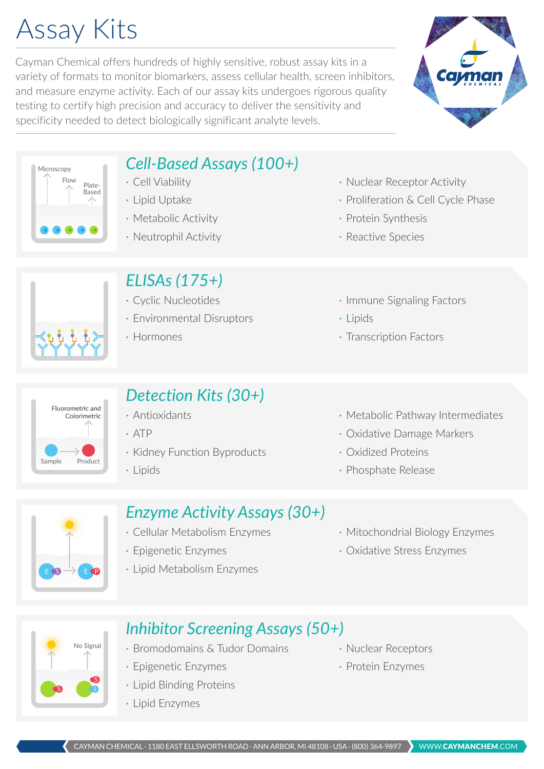# Assay Kits

Cayman Chemical offers hundreds of highly sensitive, robust assay kits in a variety of formats to monitor biomarkers, assess cellular health, screen inhibitors, and measure enzyme activity. Each of our assay kits undergoes rigorous quality testing to certify high precision and accuracy to deliver the sensitivity and specificity needed to detect biologically significant analyte levels.

## *Cell-Based Assays (100+)*

- Cell Viability
- Lipid Uptake
- Metabolic Activity
- Neutrophil Activity
- Nuclear Receptor Activity
- Proliferation & Cell Cycle Phase
- Protein Synthesis
- Reactive Species

## *ELISAs (175+)*

- Cyclic Nucleotides
- Environmental Disruptors
- Hormones
- Immune Signaling Factors
- Lipids
- Transcription Factors

## *Detection Kits (30+)*

- Antioxidants
- ATP
- Kidney Function Byproducts
- Lipids
- Metabolic Pathway Intermediates
- Oxidative Damage Markers
- Oxidized Proteins
- Phosphate Release

## *Enzyme Activity Assays (30+)*

- Cellular Metabolism Enzymes
- Epigenetic Enzymes
- Lipid Metabolism Enzymes
- Mitochondrial Biology Enzymes
- Oxidative Stress Enzymes

## *Inhibitor Screening Assays (50+)*

- Bromodomains & Tudor Domains
- Epigenetic Enzymes
- Lipid Binding Proteins
- Lipid Enzymes
- Nuclear Receptors
- Protein Enzymes

CAYMAN CHEMICAL · 1180 EAST ELLSWORTH ROAD · ANN ARBOR, MI 48108 · USA · (800) 364-9897 WWW.CAYMANCHEM.COM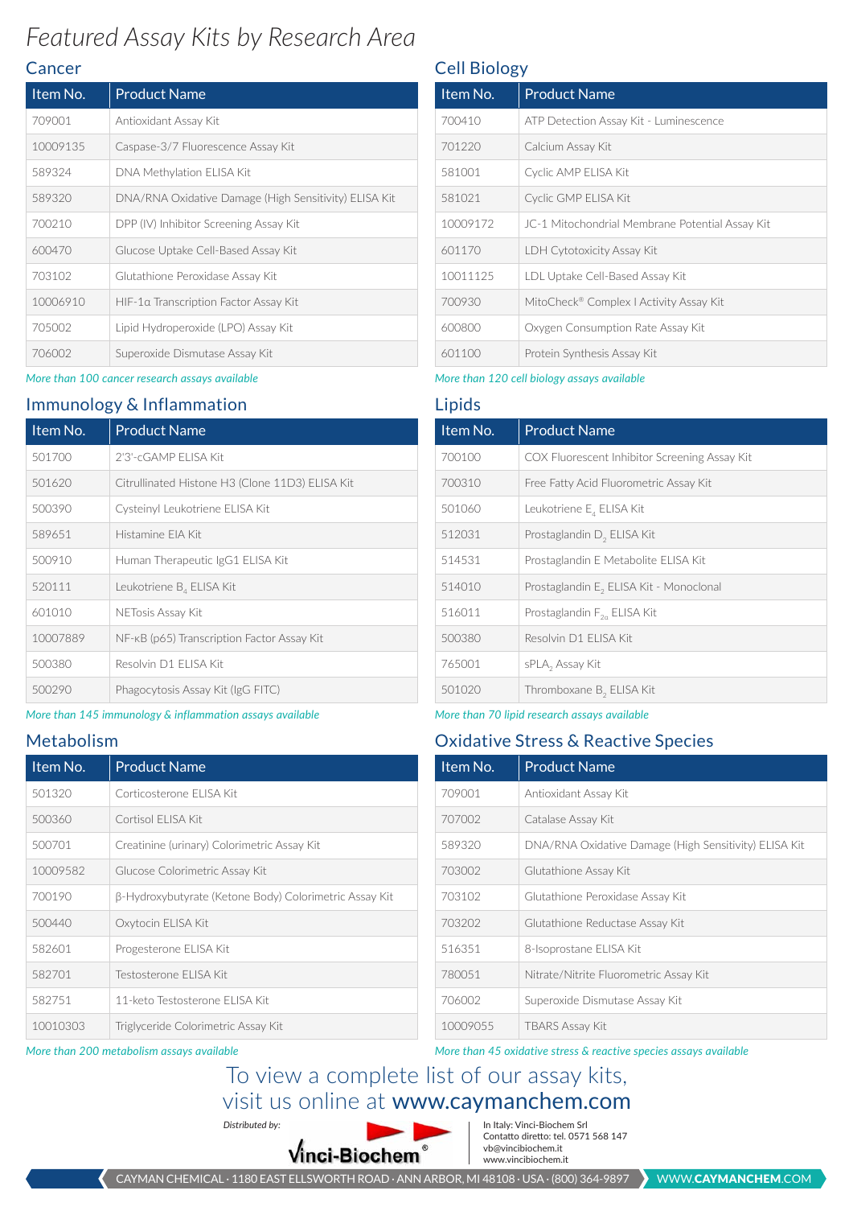# Featured Assay Kits by Research Area

## Cancer

| Item No. | Product Name |
|---|---|
| 709001 | Antioxidant Assay Kit |
| 10009135 | Caspase-3/7 Fluorescence Assay Kit |
| 589324 | DNA Methylation ELISA Kit |
| 589320 | DNA/RNA Oxidative Damage (High Sensitivity) ELISA Kit |
| 700210 | DPP (IV) Inhibitor Screening Assay Kit |
| 600470 | Glucose Uptake Cell-Based Assay Kit |
| 703102 | Glutathione Peroxidase Assay Kit |
| 10006910 | HIF-1α Transcription Factor Assay Kit |
| 705002 | Lipid Hydroperoxide (LPO) Assay Kit |
| 706002 | Superoxide Dismutase Assay Kit |

*More than 100 cancer research assays available*

## Cell Biology

| Item No. | Product Name |
|---|---|
| 700410 | ATP Detection Assay Kit - Luminescence |
| 701220 | Calcium Assay Kit |
| 581001 | Cyclic AMP ELISA Kit |
| 581021 | Cyclic GMP ELISA Kit |
| 10009172 | JC-1 Mitochondrial Membrane Potential Assay Kit |
| 601170 | LDH Cytotoxicity Assay Kit |
| 10011125 | LDL Uptake Cell-Based Assay Kit |
| 700930 | MitoCheck® Complex I Activity Assay Kit |
| 600800 | Oxygen Consumption Rate Assay Kit |
| 601100 | Protein Synthesis Assay Kit |

*More than 120 cell biology assays available*

## Immunology & Inflammation

| Item No. | Product Name |
|---|---|
| 501700 | 2'3'-cGAMP ELISA Kit |
| 501620 | Citrullinated Histone H3 (Clone 11D3) ELISA Kit |
| 500390 | Cysteinyl Leukotriene ELISA Kit |
| 589651 | Histamine EIA Kit |
| 500910 | Human Therapeutic IgG1 ELISA Kit |
| 520111 | Leukotriene $B_4$ ELISA Kit |
| 601010 | NETosis Assay Kit |
| 10007889 | NF-κB (p65) Transcription Factor Assay Kit |
| 500380 | Resolvin D1 ELISA Kit |
| 500290 | Phagocytosis Assay Kit (IgG FITC) |

*More than 145 immunology & inflammation assays available*

## Lipids

| Item No. | Product Name |
|---|---|
| 700100 | COX Fluorescent Inhibitor Screening Assay Kit |
| 700310 | Free Fatty Acid Fluorometric Assay Kit |
| 501060 | Leukotriene $E_4$ ELISA Kit |
| 512031 | Prostaglandin $D_2$ ELISA Kit |
| 514531 | Prostaglandin E Metabolite ELISA Kit |
| 514010 | Prostaglandin $E_2$ ELISA Kit - Monoclonal |
| 516011 | Prostaglandin $F_{2\alpha}$ ELISA Kit |
| 500380 | Resolvin D1 ELISA Kit |
| 765001 | $sPLA_2$ Assay Kit |
| 501020 | Thromboxane $B_2$ ELISA Kit |

*More than 70 lipid research assays available*

## Metabolism

| Item No. | Product Name |
|---|---|
| 501320 | Corticosterone ELISA Kit |
| 500360 | Cortisol ELISA Kit |
| 500701 | Creatinine (urinary) Colorimetric Assay Kit |
| 10009582 | Glucose Colorimetric Assay Kit |
| 700190 | β-Hydroxybutyrate (Ketone Body) Colorimetric Assay Kit |
| 500440 | Oxytocin ELISA Kit |
| 582601 | Progesterone ELISA Kit |
| 582701 | Testosterone ELISA Kit |
| 582751 | 11-keto Testosterone ELISA Kit |
| 10010303 | Triglyceride Colorimetric Assay Kit |

*More than 200 metabolism assays available*

## Oxidative Stress & Reactive Species

| Item No. | Product Name |
|---|---|
| 709001 | Antioxidant Assay Kit |
| 707002 | Catalase Assay Kit |
| 589320 | DNA/RNA Oxidative Damage (High Sensitivity) ELISA Kit |
| 703002 | Glutathione Assay Kit |
| 703102 | Glutathione Peroxidase Assay Kit |
| 703202 | Glutathione Reductase Assay Kit |
| 516351 | 8-Isoprostane ELISA Kit |
| 780051 | Nitrate/Nitrite Fluorometric Assay Kit |
| 706002 | Superoxide Dismutase Assay Kit |
| 10009055 | TBARS Assay Kit |

*More than 45 oxidative stress & reactive species assays available*

To view a complete list of our assay kits, visit us online at **www.caymanchem.com**

*Distributed by:*

Vinci-Biochem®

In Italy: Vinci-Biochem Srl
Contatto diretto: tel. 0571 568 147
vb@vincibiochem.it
www.vincibiochem.it

CAYMAN CHEMICAL · 1180 EAST ELLSWORTH ROAD · ANN ARBOR, MI 48108 · USA · (800) 364-9897 WWW.**CAYMANCHEM**.COM